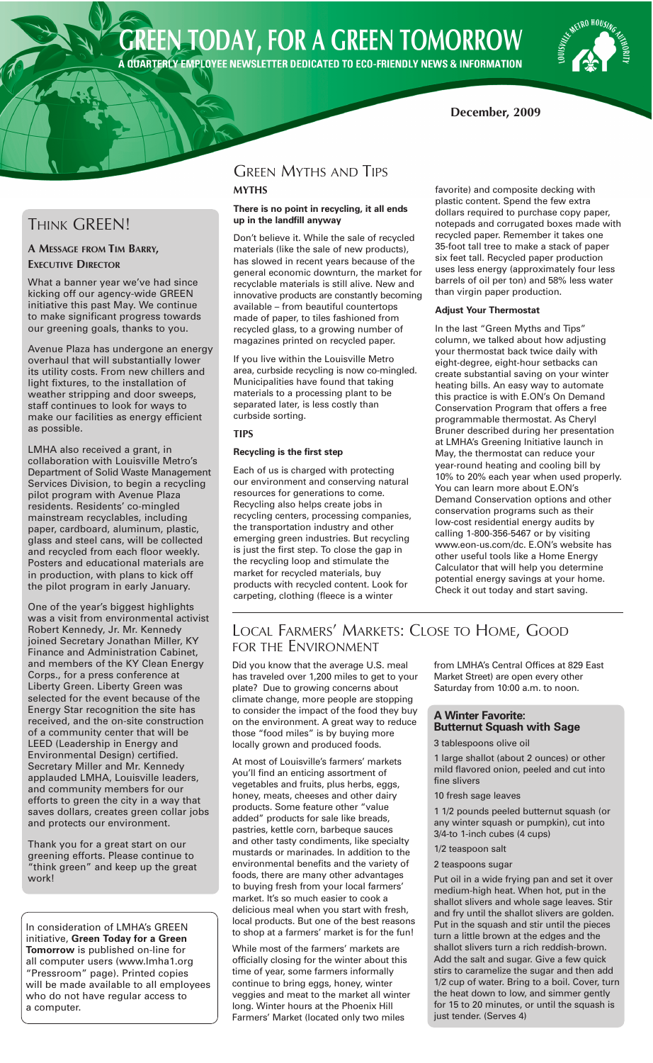# GREEN TODAY, FOR A GREEN TOMORROW

**A QUARTERLY EMPLOYEE NEWSLETTER DEDICATED TO ECO-FRIENDLY NEWS & INFORMATION**

**December, 2009**

## Think GREEN!

**A Message from Tim Barry, Executive Director**

What a banner year we've had since kicking off our agency-wide GREEN initiative this past May. We continue to make significant progress towards our greening goals, thanks to you.

Avenue Plaza has undergone an energy overhaul that will substantially lower its utility costs. From new chillers and light fixtures, to the installation of weather stripping and door sweeps, staff continues to look for ways to make our facilities as energy efficient as possible.

LMHA also received a grant, in collaboration with Louisville Metro's Department of Solid Waste Management Services Division, to begin a recycling pilot program with Avenue Plaza residents. Residents' co-mingled mainstream recyclables, including paper, cardboard, aluminum, plastic, glass and steel cans, will be collected and recycled from each floor weekly. Posters and educational materials are in production, with plans to kick off the pilot program in early January.

One of the year's biggest highlights was a visit from environmental activist Robert Kennedy, Jr. Mr. Kennedy joined Secretary Jonathan Miller, KY Finance and Administration Cabinet, and members of the KY Clean Energy Corps., for a press conference at Liberty Green. Liberty Green was selected for the event because of the Energy Star recognition the site has received, and the on-site construction of a community center that will be LEED (Leadership in Energy and Environmental Design) certified. Secretary Miller and Mr. Kennedy applauded LMHA, Louisville leaders, and community members for our efforts to green the city in a way that saves dollars, creates green collar jobs and protects our environment.

Thank you for a great start on our greening efforts. Please continue to "think green" and keep up the great work!

In consideration of LMHA's GREEN initiative, **Green Today for a Green Tomorrow** is published on-line for all computer users (www.lmha1.org "Pressroom" page). Printed copies will be made available to all employees who do not have regular access to a computer.

## Green Myths and Tips

### MYTHS

**There is no point in recycling, it all ends up in the landfill anyway**

Don't believe it. While the sale of recycled materials (like the sale of new products), has slowed in recent years because of the general economic downturn, the market for recyclable materials is still alive. New and innovative products are constantly becoming available – from beautiful countertops made of paper, to tiles fashioned from recycled glass, to a growing number of magazines printed on recycled paper.

If you live within the Louisville Metro area, curbside recycling is now co-mingled. Municipalities have found that taking materials to a processing plant to be separated later, is less costly than curbside sorting.

### TIPS

**Recycling is the first step**

Each of us is charged with protecting our environment and conserving natural resources for generations to come. Recycling also helps create jobs in recycling centers, processing companies, the transportation industry and other emerging green industries. But recycling is just the first step. To close the gap in the recycling loop and stimulate the market for recycled materials, buy products with recycled content. Look for carpeting, clothing (fleece is a winter favorite) and composite decking with plastic content. Spend the few extra dollars required to purchase copy paper, notepads and corrugated boxes made with recycled paper. Remember it takes one 35-foot tall tree to make a stack of paper six feet tall. Recycled paper production uses less energy (approximately four less barrels of oil per ton) and 58% less water than virgin paper production.

**Adjust Your Thermostat**

In the last "Green Myths and Tips" column, we talked about how adjusting your thermostat back twice daily with eight-degree, eight-hour setbacks can create substantial saving on your winter heating bills. An easy way to automate this practice is with E.ON's On Demand Conservation Program that offers a free programmable thermostat. As Cheryl Bruner described during her presentation at LMHA's Greening Initiative launch in May, the thermostat can reduce your year-round heating and cooling bill by 10% to 20% each year when used properly. You can learn more about E.ON's Demand Conservation options and other conservation programs such as their low-cost residential energy audits by calling 1-800-356-5467 or by visiting www.eon-us.com/dc. E.ON's website has other useful tools like a Home Energy Calculator that will help you determine potential energy savings at your home. Check it out today and start saving.

## Local Farmers' Markets: Close to Home, Good for the Environment

Did you know that the average U.S. meal has traveled over 1,200 miles to get to your plate? Due to growing concerns about climate change, more people are stopping to consider the impact of the food they buy on the environment. A great way to reduce those "food miles" is by buying more locally grown and produced foods.

At most of Louisville's farmers' markets you'll find an enticing assortment of vegetables and fruits, plus herbs, eggs, honey, meats, cheeses and other dairy products. Some feature other "value added" products for sale like breads, pastries, kettle corn, barbeque sauces and other tasty condiments, like specialty mustards or marinades. In addition to the environmental benefits and the variety of foods, there are many other advantages to buying fresh from your local farmers' market. It's so much easier to cook a delicious meal when you start with fresh, local products. But one of the best reasons to shop at a farmers' market is for the fun!

While most of the farmers' markets are officially closing for the winter about this time of year, some farmers informally continue to bring eggs, honey, winter veggies and meat to the market all winter long. Winter hours at the Phoenix Hill Farmers' Market (located only two miles from LMHA's Central Offices at 829 East Market Street) are open every other Saturday from 10:00 a.m. to noon.

### A Winter Favorite: Butternut Squash with Sage

3 tablespoons olive oil

1 large shallot (about 2 ounces) or other mild flavored onion, peeled and cut into fine slivers

10 fresh sage leaves

1 1/2 pounds peeled butternut squash (or any winter squash or pumpkin), cut into 3/4-to 1-inch cubes (4 cups)

1/2 teaspoon salt

2 teaspoons sugar

Put oil in a wide frying pan and set it over medium-high heat. When hot, put in the shallot slivers and whole sage leaves. Stir and fry until the shallot slivers are golden. Put in the squash and stir until the pieces turn a little brown at the edges and the shallot slivers turn a rich reddish-brown. Add the salt and sugar. Give a few quick stirs to caramelize the sugar and then add 1/2 cup of water. Bring to a boil. Cover, turn the heat down to low, and simmer gently for 15 to 20 minutes, or until the squash is just tender. (Serves 4)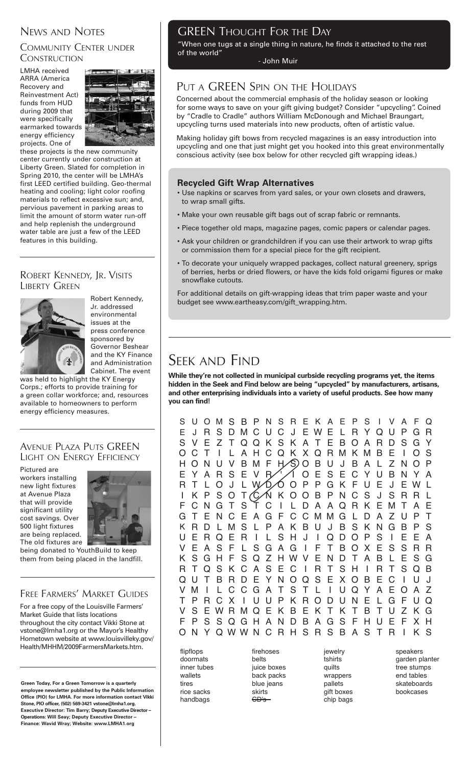## News and Notes

### Community Center under Construction

LMHA received ARRA (America Recovery and Reinvestment Act) funds from HUD during 2009 that were specifically earmarked towards energy efficiency projects. One of these projects is the new community center currently under construction at Liberty Green. Slated for completion in Spring 2010, the center will be LMHA's first LEED certified building. Geo-thermal heating and cooling; light color roofing materials to reflect excessive sun; and, pervious pavement in parking areas to limit the amount of storm water run-off and help replenish the underground water table are just a few of the LEED features in this building.

### Robert Kennedy, Jr. Visits Liberty Green

Robert Kennedy, Jr. addressed environmental issues at the press conference sponsored by Governor Beshear and the KY Finance and Administration Cabinet. The event was held to highlight the KY Energy Corps.; efforts to provide training for a green collar workforce; and, resources available to homeowners to perform energy efficiency measures.

### Avenue Plaza Puts GREEN Light on Energy Efficiency

Pictured are workers installing new light fixtures at Avenue Plaza that will provide significant utility cost savings. Over 500 light fixtures are being replaced. The old fixtures are being donated to YouthBuild to keep them from being placed in the landfill.

### Free Farmers' Market Guides

For a free copy of the Louisville Farmers' Market Guide that lists locations throughout the city contact Vikki Stone at vstone@lmha1.org or the Mayor's Healthy Hometown website at www.louisvilleky.gov/Health/MHHM/2009FarmersMarkets.htm.

**Green Today, For a Green Tomorrow is a quarterly employee newsletter published by the Public Information Office (PIO) for LMHA. For more information contact Vikki Stone, PIO officer, (502) 569-3421 vstone@lmha1.org. Executive Director: Tim Barry; Deputy Executive Director – Operations: Will Seay; Deputy Executive Director – Finance: Wavid Wray; Website: www.LMHA1.org**

## GREEN Thought For the Day

"When one tugs at a single thing in nature, he finds it attached to the rest of the world"

- John Muir

## Put a GREEN Spin on the Holidays

Concerned about the commercial emphasis of the holiday season or looking for some ways to save on your gift giving budget? Consider "upcycling". Coined by "Cradle to Cradle" authors William McDonough and Michael Braungart, upcycling turns used materials into new products, often of artistic value.

Making holiday gift bows from recycled magazines is an easy introduction into upcycling and one that just might get you hooked into this great environmentally conscious activity (see box below for other recycled gift wrapping ideas.)

### Recycled Gift Wrap Alternatives

- Use napkins or scarves from yard sales, or your own closets and drawers, to wrap small gifts.
- Make your own reusable gift bags out of scrap fabric or remnants.
- Piece together old maps, magazine pages, comic papers or calendar pages.
- Ask your children or grandchildren if you can use their artwork to wrap gifts or commission them for a special piece for the gift recipient.
- To decorate your uniquely wrapped packages, collect natural greenery, sprigs of berries, herbs or dried flowers, or have the kids fold origami figures or make snowflake cutouts.

For additional details on gift-wrapping ideas that trim paper waste and your budget see www.eartheasy.com/gift_wrapping.htm.

## Seek and Find

**While they're not collected in municipal curbside recycling programs yet, the items hidden in the Seek and Find below are being "upcycled" by manufacturers, artisans, and other enterprising individuals into a variety of useful products. See how many you can find!**

```
S U O M S B P N S R E K A E P S I V A F Q
E J R S D M C U C J E W E L R Y Q U P G R
S V E Z T Q Q K S K A T E B O A R D S G Y
O C T I L A H C Q K X Q R M K M B E I O S
H O N U V B M F H S O B U J B A L Z N O P
E Y A R S E V R ' I O E S E C Y U B N Y A
R T L O J L W D O O P P G K F U E J E W L
I K P S O T C N K O O B P N C S J S R R L
F C N G T S T C I L D A A Q R K E M T A E
G T E N C E A G F C C M M G L D A Z U P T
K R D L M S L P A K B U J B S K N G B P S
U E R Q E R I L S H J I Q D O P S I E E A
V E A S F L S G A G I F T B O X E S S R R
K S G H F S Q Z H W V E N D T A B L E S G
R T Q S K C A S E C I R T S H I R T S Q B
Q U T B R D E Y N O Q S E X O B E C I U J
V M I L C C G A T S T L I U Q Y A E O A Z
T P R C X I U U P K R O D U N E L G F U Q
V S E W R M Q E K B E K T K T B T U Z K G
F P S S Q G H A N D B A G S F H U E F X H
O N Y Q W W N C R H S R S B A S T R I K S
```

| | | | |
|---|---|---|---|
| flipflops | firehoses | jewelry | speakers |
| doormats | belts | tshirts | garden planter |
| inner tubes | juice boxes | quilts | tree stumps |
| wallets | back packs | wrappers | end tables |
| tires | blue jeans | pallets | skateboards |
| rice sacks | skirts | gift boxes | bookcases |
| handbags | ~~CD's~~ | chip bags | |